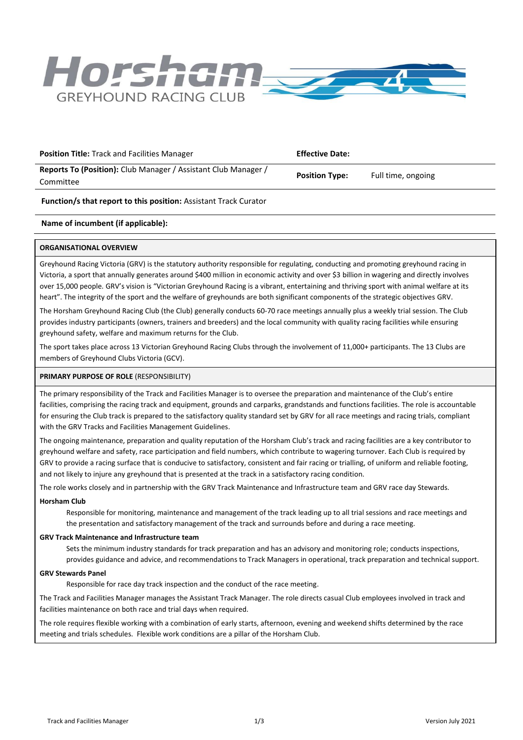# Horsham GREYHOUND RACING CLUB

| **Position Title:** Track and Facilities Manager | **Effective Date:** | |
|---|---|---|
| **Reports To (Position):** Club Manager / Assistant Club Manager / Committee | **Position Type:** | Full time, ongoing |

**Function/s that report to this position:** Assistant Track Curator

**Name of incumbent (if applicable):**

## ORGANISATIONAL OVERVIEW

Greyhound Racing Victoria (GRV) is the statutory authority responsible for regulating, conducting and promoting greyhound racing in Victoria, a sport that annually generates around $400 million in economic activity and over $3 billion in wagering and directly involves over 15,000 people. GRV's vision is "Victorian Greyhound Racing is a vibrant, entertaining and thriving sport with animal welfare at its heart". The integrity of the sport and the welfare of greyhounds are both significant components of the strategic objectives GRV.

The Horsham Greyhound Racing Club (the Club) generally conducts 60-70 race meetings annually plus a weekly trial session. The Club provides industry participants (owners, trainers and breeders) and the local community with quality racing facilities while ensuring greyhound safety, welfare and maximum returns for the Club.

The sport takes place across 13 Victorian Greyhound Racing Clubs through the involvement of 11,000+ participants. The 13 Clubs are members of Greyhound Clubs Victoria (GCV).

## PRIMARY PURPOSE OF ROLE (RESPONSIBILITY)

The primary responsibility of the Track and Facilities Manager is to oversee the preparation and maintenance of the Club's entire facilities, comprising the racing track and equipment, grounds and carparks, grandstands and functions facilities. The role is accountable for ensuring the Club track is prepared to the satisfactory quality standard set by GRV for all race meetings and racing trials, compliant with the GRV Tracks and Facilities Management Guidelines.

The ongoing maintenance, preparation and quality reputation of the Horsham Club's track and racing facilities are a key contributor to greyhound welfare and safety, race participation and field numbers, which contribute to wagering turnover. Each Club is required by GRV to provide a racing surface that is conducive to satisfactory, consistent and fair racing or trialling, of uniform and reliable footing, and not likely to injure any greyhound that is presented at the track in a satisfactory racing condition.

The role works closely and in partnership with the GRV Track Maintenance and Infrastructure team and GRV race day Stewards.

**Horsham Club**

Responsible for monitoring, maintenance and management of the track leading up to all trial sessions and race meetings and the presentation and satisfactory management of the track and surrounds before and during a race meeting.

**GRV Track Maintenance and Infrastructure team**

Sets the minimum industry standards for track preparation and has an advisory and monitoring role; conducts inspections, provides guidance and advice, and recommendations to Track Managers in operational, track preparation and technical support.

**GRV Stewards Panel**

Responsible for race day track inspection and the conduct of the race meeting.

The Track and Facilities Manager manages the Assistant Track Manager. The role directs casual Club employees involved in track and facilities maintenance on both race and trial days when required.

The role requires flexible working with a combination of early starts, afternoon, evening and weekend shifts determined by the race meeting and trials schedules. Flexible work conditions are a pillar of the Horsham Club.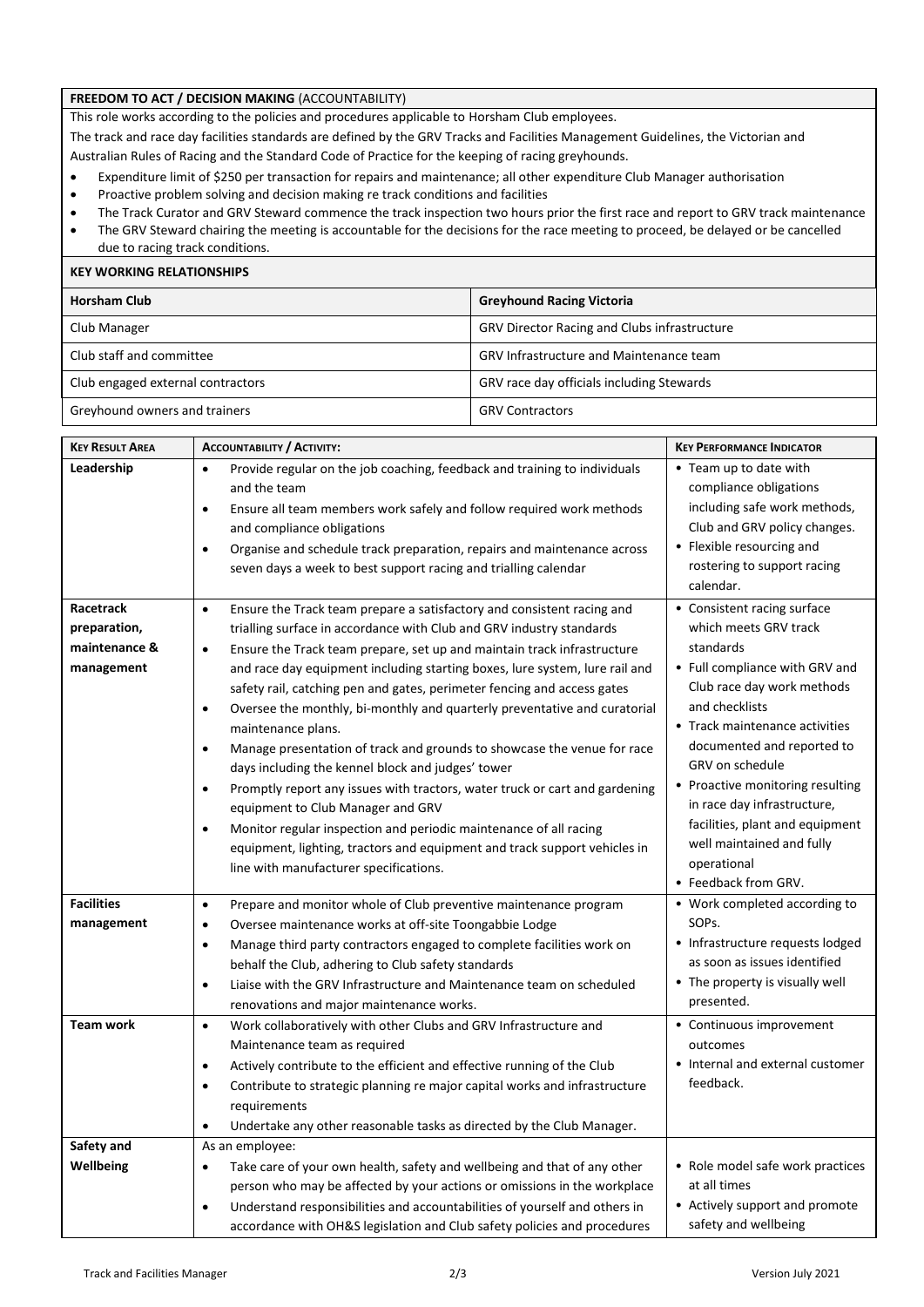**FREEDOM TO ACT / DECISION MAKING** (ACCOUNTABILITY)

This role works according to the policies and procedures applicable to Horsham Club employees.

The track and race day facilities standards are defined by the GRV Tracks and Facilities Management Guidelines, the Victorian and Australian Rules of Racing and the Standard Code of Practice for the keeping of racing greyhounds.

- Expenditure limit of $250 per transaction for repairs and maintenance; all other expenditure Club Manager authorisation
- Proactive problem solving and decision making re track conditions and facilities
- The Track Curator and GRV Steward commence the track inspection two hours prior the first race and report to GRV track maintenance
- The GRV Steward chairing the meeting is accountable for the decisions for the race meeting to proceed, be delayed or be cancelled due to racing track conditions.

**KEY WORKING RELATIONSHIPS**

| **Horsham Club** | **Greyhound Racing Victoria** |
|---|---|
| Club Manager | GRV Director Racing and Clubs infrastructure |
| Club staff and committee | GRV Infrastructure and Maintenance team |
| Club engaged external contractors | GRV race day officials including Stewards |
| Greyhound owners and trainers | GRV Contractors |

| **KEY RESULT AREA** | **ACCOUNTABILITY / ACTIVITY:** | **KEY PERFORMANCE INDICATOR** |
|---|---|---|
| **Leadership** | • Provide regular on the job coaching, feedback and training to individuals and the team<br>• Ensure all team members work safely and follow required work methods and compliance obligations<br>• Organise and schedule track preparation, repairs and maintenance across seven days a week to best support racing and trialling calendar | • Team up to date with compliance obligations including safe work methods, Club and GRV policy changes.<br>• Flexible resourcing and rostering to support racing calendar. |
| **Racetrack preparation, maintenance & management** | • Ensure the Track team prepare a satisfactory and consistent racing and trialling surface in accordance with Club and GRV industry standards<br>• Ensure the Track team prepare, set up and maintain track infrastructure and race day equipment including starting boxes, lure system, lure rail and safety rail, catching pen and gates, perimeter fencing and access gates<br>• Oversee the monthly, bi-monthly and quarterly preventative and curatorial maintenance plans.<br>• Manage presentation of track and grounds to showcase the venue for race days including the kennel block and judges' tower<br>• Promptly report any issues with tractors, water truck or cart and gardening equipment to Club Manager and GRV<br>• Monitor regular inspection and periodic maintenance of all racing equipment, lighting, tractors and equipment and track support vehicles in line with manufacturer specifications. | • Consistent racing surface which meets GRV track standards<br>• Full compliance with GRV and Club race day work methods and checklists<br>• Track maintenance activities documented and reported to GRV on schedule<br>• Proactive monitoring resulting in race day infrastructure, facilities, plant and equipment well maintained and fully operational<br>• Feedback from GRV. |
| **Facilities management** | • Prepare and monitor whole of Club preventive maintenance program<br>• Oversee maintenance works at off-site Toongabbie Lodge<br>• Manage third party contractors engaged to complete facilities work on behalf the Club, adhering to Club safety standards<br>• Liaise with the GRV Infrastructure and Maintenance team on scheduled renovations and major maintenance works. | • Work completed according to SOPs.<br>• Infrastructure requests lodged as soon as issues identified<br>• The property is visually well presented. |
| **Team work** | • Work collaboratively with other Clubs and GRV Infrastructure and Maintenance team as required<br>• Actively contribute to the efficient and effective running of the Club<br>• Contribute to strategic planning re major capital works and infrastructure requirements<br>• Undertake any other reasonable tasks as directed by the Club Manager. | • Continuous improvement outcomes<br>• Internal and external customer feedback. |
| **Safety and Wellbeing** | As an employee:<br>• Take care of your own health, safety and wellbeing and that of any other person who may be affected by your actions or omissions in the workplace<br>• Understand responsibilities and accountabilities of yourself and others in accordance with OH&S legislation and Club safety policies and procedures | • Role model safe work practices at all times<br>• Actively support and promote safety and wellbeing |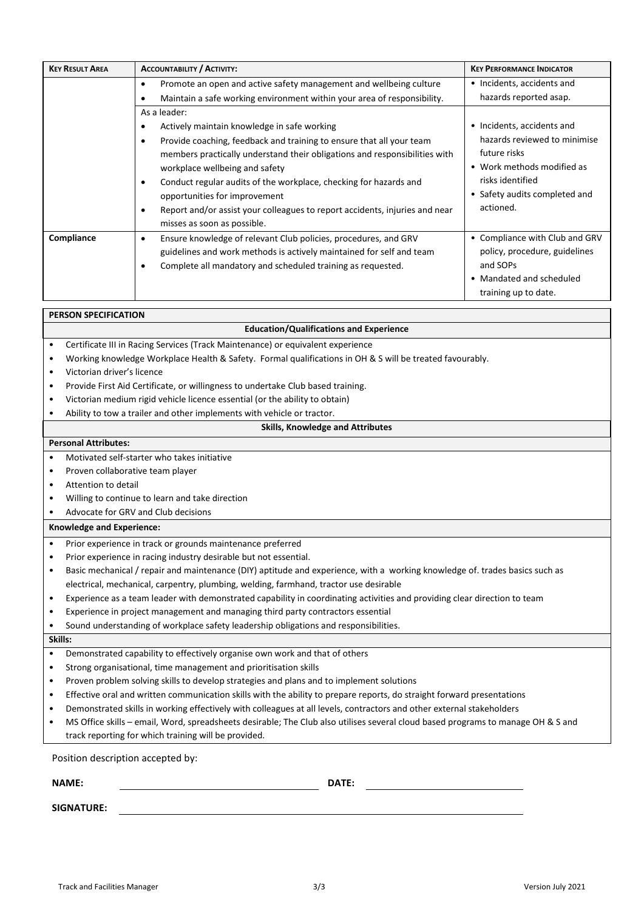| KEY RESULT AREA | ACCOUNTABILITY / ACTIVITY: | KEY PERFORMANCE INDICATOR |
|---|---|---|
| | • Promote an open and active safety management and wellbeing culture<br>• Maintain a safe working environment within your area of responsibility. | • Incidents, accidents and hazards reported asap. |
| | As a leader:<br>• Actively maintain knowledge in safe working<br>• Provide coaching, feedback and training to ensure that all your team members practically understand their obligations and responsibilities with workplace wellbeing and safety<br>• Conduct regular audits of the workplace, checking for hazards and opportunities for improvement<br>• Report and/or assist your colleagues to report accidents, injuries and near misses as soon as possible. | • Incidents, accidents and hazards reviewed to minimise future risks<br>• Work methods modified as risks identified<br>• Safety audits completed and actioned. |
| **Compliance** | • Ensure knowledge of relevant Club policies, procedures, and GRV guidelines and work methods is actively maintained for self and team<br>• Complete all mandatory and scheduled training as requested. | • Compliance with Club and GRV policy, procedure, guidelines and SOPs<br>• Mandated and scheduled training up to date. |

## PERSON SPECIFICATION

### Education/Qualifications and Experience

- Certificate III in Racing Services (Track Maintenance) or equivalent experience
- Working knowledge Workplace Health & Safety. Formal qualifications in OH & S will be treated favourably.
- Victorian driver's licence
- Provide First Aid Certificate, or willingness to undertake Club based training.
- Victorian medium rigid vehicle licence essential (or the ability to obtain)
- Ability to tow a trailer and other implements with vehicle or tractor.

### Skills, Knowledge and Attributes

**Personal Attributes:**

- Motivated self-starter who takes initiative
- Proven collaborative team player
- Attention to detail
- Willing to continue to learn and take direction
- Advocate for GRV and Club decisions

**Knowledge and Experience:**

- Prior experience in track or grounds maintenance preferred
- Prior experience in racing industry desirable but not essential.
- Basic mechanical / repair and maintenance (DIY) aptitude and experience, with a working knowledge of. trades basics such as electrical, mechanical, carpentry, plumbing, welding, farmhand, tractor use desirable
- Experience as a team leader with demonstrated capability in coordinating activities and providing clear direction to team
- Experience in project management and managing third party contractors essential
- Sound understanding of workplace safety leadership obligations and responsibilities.

**Skills:**

- Demonstrated capability to effectively organise own work and that of others
- Strong organisational, time management and prioritisation skills
- Proven problem solving skills to develop strategies and plans and to implement solutions
- Effective oral and written communication skills with the ability to prepare reports, do straight forward presentations
- Demonstrated skills in working effectively with colleagues at all levels, contractors and other external stakeholders
- MS Office skills – email, Word, spreadsheets desirable; The Club also utilises several cloud based programs to manage OH & S and track reporting for which training will be provided.

Position description accepted by:

**NAME:** ______________________ **DATE:** ______________________

**SIGNATURE:** ______________________